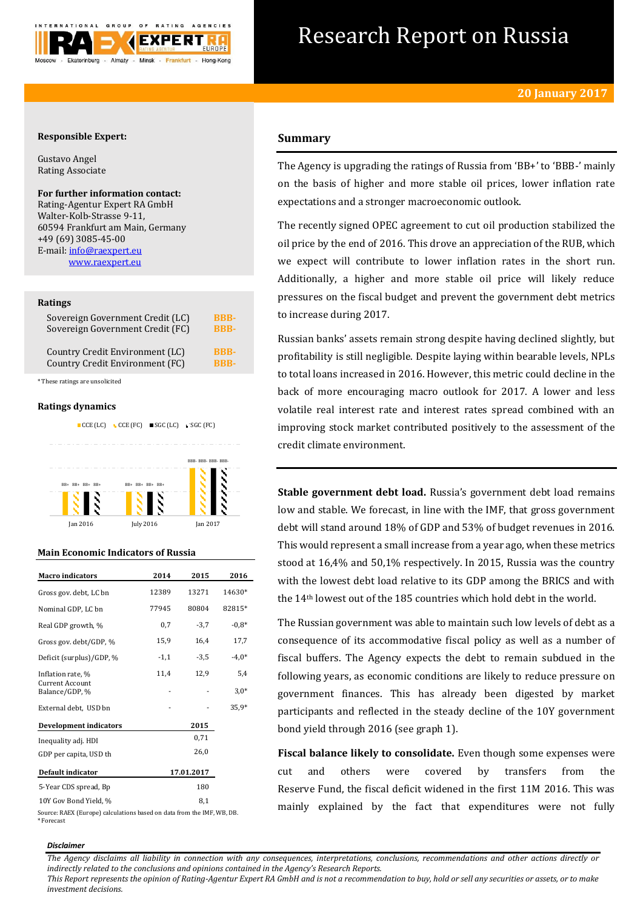# Research Report on Russia

**20 January 2017**

**Responsible Expert:**

Gustavo Angel
Rating Associate

**For further information contact:**
Rating-Agentur Expert RA GmbH
Walter-Kolb-Strasse 9-11,
60594 Frankfurt am Main, Germany
+49 (69) 3085-45-00
E-mail: info@raexpert.eu
www.raexpert.eu

## Ratings

| | |
|---|---|
| Sovereign Government Credit (LC) | BBB- |
| Sovereign Government Credit (FC) | BBB- |
| Country Credit Environment (LC) | BBB- |
| Country Credit Environment (FC) | BBB- |

*These ratings are unsolicited

## Ratings dynamics

CCE (LC) CCE (FC) SGC (LC) SGC (FC)

| | CCE (LC) | CCE (FC) | SGC (LC) | SGC (FC) |
|---|---|---|---|---|
| Jan 2016 | BB+ | BB+ | BB+ | BB+ |
| July 2016 | BB+ | BB+ | BB+ | BB+ |
| Jan 2017 | BBB- | BBB- | BBB- | BBB- |

## Main Economic Indicators of Russia

| Macro indicators | 2014 | 2015 | 2016 |
|---|---|---|---|
| Gross gov. debt, LC bn | 12389 | 13271 | 14630* |
| Nominal GDP, LC bn | 77945 | 80804 | 82815* |
| Real GDP growth, % | 0,7 | -3,7 | -0,8* |
| Gross gov. debt/GDP, % | 15,9 | 16,4 | 17,7 |
| Deficit (surplus)/GDP, % | -1,1 | -3,5 | -4,0* |
| Inflation rate, % | 11,4 | 12,9 | 5,4 |
| Current Account Balance/GDP, % | - | - | 3,0* |
| External debt, USD bn | - | - | 35,9* |
| **Development indicators** | | **2015** | |
| Inequality adj. HDI | | 0,71 | |
| GDP per capita, USD th | | 26,0 | |
| **Default indicator** | | **17.01.2017** | |
| 5-Year CDS spread, Bp | | 180 | |
| 10Y Gov Bond Yield, % | | 8,1 | |

Source: RAEX (Europe) calculations based on data from the IMF, WB, DB.
*Forecast

## Summary

The Agency is upgrading the ratings of Russia from 'BB+' to 'BBB-' mainly on the basis of higher and more stable oil prices, lower inflation rate expectations and a stronger macroeconomic outlook.

The recently signed OPEC agreement to cut oil production stabilized the oil price by the end of 2016. This drove an appreciation of the RUB, which we expect will contribute to lower inflation rates in the short run. Additionally, a higher and more stable oil price will likely reduce pressures on the fiscal budget and prevent the government debt metrics to increase during 2017.

Russian banks' assets remain strong despite having declined slightly, but profitability is still negligible. Despite laying within bearable levels, NPLs to total loans increased in 2016. However, this metric could decline in the back of more encouraging macro outlook for 2017. A lower and less volatile real interest rate and interest rates spread combined with an improving stock market contributed positively to the assessment of the credit climate environment.

**Stable government debt load.** Russia's government debt load remains low and stable. We forecast, in line with the IMF, that gross government debt will stand around 18% of GDP and 53% of budget revenues in 2016. This would represent a small increase from a year ago, when these metrics stood at 16,4% and 50,1% respectively. In 2015, Russia was the country with the lowest debt load relative to its GDP among the BRICS and with the 14th lowest out of the 185 countries which hold debt in the world.

The Russian government was able to maintain such low levels of debt as a consequence of its accommodative fiscal policy as well as a number of fiscal buffers. The Agency expects the debt to remain subdued in the following years, as economic conditions are likely to reduce pressure on government finances. This has already been digested by market participants and reflected in the steady decline of the 10Y government bond yield through 2016 (see graph 1).

**Fiscal balance likely to consolidate.** Even though some expenses were cut and others were covered by transfers from the Reserve Fund, the fiscal deficit widened in the first 11M 2016. This was mainly explained by the fact that expenditures were not fully

***Disclaimer***

*The Agency disclaims all liability in connection with any consequences, interpretations, conclusions, recommendations and other actions directly or indirectly related to the conclusions and opinions contained in the Agency's Research Reports.*
*This Report represents the opinion of Rating-Agentur Expert RA GmbH and is not a recommendation to buy, hold or sell any securities or assets, or to make investment decisions.*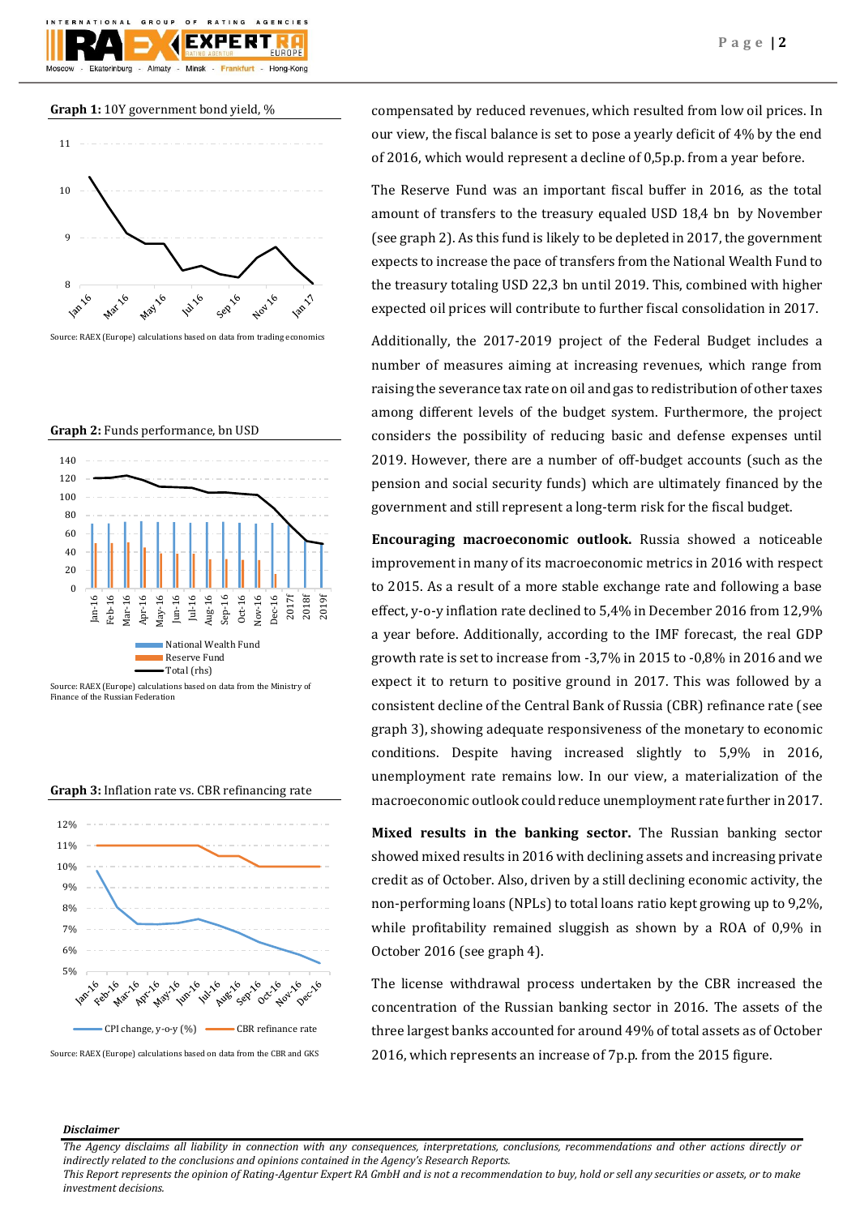**Graph 1:** 10Y government bond yield, %

Source: RAEX (Europe) calculations based on data from trading economics

**Graph 2:** Funds performance, bn USD

Source: RAEX (Europe) calculations based on data from the Ministry of Finance of the Russian Federation

**Graph 3:** Inflation rate vs. CBR refinancing rate

Source: RAEX (Europe) calculations based on data from the CBR and GKS

compensated by reduced revenues, which resulted from low oil prices. In our view, the fiscal balance is set to pose a yearly deficit of 4% by the end of 2016, which would represent a decline of 0,5p.p. from a year before.

The Reserve Fund was an important fiscal buffer in 2016, as the total amount of transfers to the treasury equaled USD 18,4 bn by November (see graph 2). As this fund is likely to be depleted in 2017, the government expects to increase the pace of transfers from the National Wealth Fund to the treasury totaling USD 22,3 bn until 2019. This, combined with higher expected oil prices will contribute to further fiscal consolidation in 2017.

Additionally, the 2017-2019 project of the Federal Budget includes a number of measures aiming at increasing revenues, which range from raising the severance tax rate on oil and gas to redistribution of other taxes among different levels of the budget system. Furthermore, the project considers the possibility of reducing basic and defense expenses until 2019. However, there are a number of off-budget accounts (such as the pension and social security funds) which are ultimately financed by the government and still represent a long-term risk for the fiscal budget.

**Encouraging macroeconomic outlook.** Russia showed a noticeable improvement in many of its macroeconomic metrics in 2016 with respect to 2015. As a result of a more stable exchange rate and following a base effect, y-o-y inflation rate declined to 5,4% in December 2016 from 12,9% a year before. Additionally, according to the IMF forecast, the real GDP growth rate is set to increase from -3,7% in 2015 to -0,8% in 2016 and we expect it to return to positive ground in 2017. This was followed by a consistent decline of the Central Bank of Russia (CBR) refinance rate (see graph 3), showing adequate responsiveness of the monetary to economic conditions. Despite having increased slightly to 5,9% in 2016, unemployment rate remains low. In our view, a materialization of the macroeconomic outlook could reduce unemployment rate further in 2017.

**Mixed results in the banking sector.** The Russian banking sector showed mixed results in 2016 with declining assets and increasing private credit as of October. Also, driven by a still declining economic activity, the non-performing loans (NPLs) to total loans ratio kept growing up to 9,2%, while profitability remained sluggish as shown by a ROA of 0,9% in October 2016 (see graph 4).

The license withdrawal process undertaken by the CBR increased the concentration of the Russian banking sector in 2016. The assets of the three largest banks accounted for around 49% of total assets as of October 2016, which represents an increase of 7p.p. from the 2015 figure.

*Disclaimer*

*The Agency disclaims all liability in connection with any consequences, interpretations, conclusions, recommendations and other actions directly or indirectly related to the conclusions and opinions contained in the Agency's Research Reports.*
*This Report represents the opinion of Rating-Agentur Expert RA GmbH and is not a recommendation to buy, hold or sell any securities or assets, or to make investment decisions.*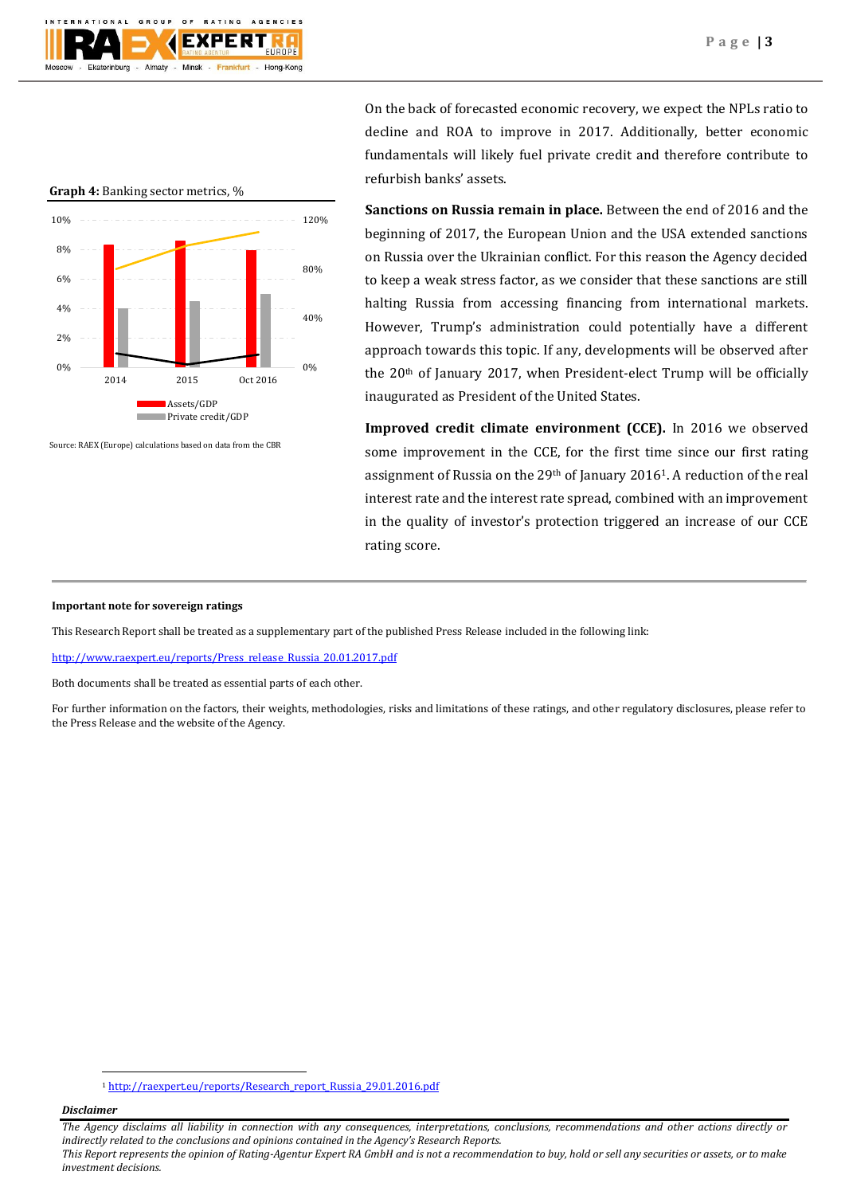**Graph 4:** Banking sector metrics, %

10%
8%
6%
4%
2%
0%

120%
80%
40%
0%

2014
2015
Oct 2016

Assets/GDP
Private credit/GDP

Source: RAEX (Europe) calculations based on data from the CBR

On the back of forecasted economic recovery, we expect the NPLs ratio to decline and ROA to improve in 2017. Additionally, better economic fundamentals will likely fuel private credit and therefore contribute to refurbish banks' assets.

**Sanctions on Russia remain in place.** Between the end of 2016 and the beginning of 2017, the European Union and the USA extended sanctions on Russia over the Ukrainian conflict. For this reason the Agency decided to keep a weak stress factor, as we consider that these sanctions are still halting Russia from accessing financing from international markets. However, Trump's administration could potentially have a different approach towards this topic. If any, developments will be observed after the 20th of January 2017, when President-elect Trump will be officially inaugurated as President of the United States.

**Improved credit climate environment (CCE).** In 2016 we observed some improvement in the CCE, for the first time since our first rating assignment of Russia on the 29th of January 2016[1]. A reduction of the real interest rate and the interest rate spread, combined with an improvement in the quality of investor's protection triggered an increase of our CCE rating score.

**Important note for sovereign ratings**

This Research Report shall be treated as a supplementary part of the published Press Release included in the following link:

http://www.raexpert.eu/reports/Press_release_Russia_20.01.2017.pdf

Both documents shall be treated as essential parts of each other.

For further information on the factors, their weights, methodologies, risks and limitations of these ratings, and other regulatory disclosures, please refer to the Press Release and the website of the Agency.

[1] http://raexpert.eu/reports/Research_report_Russia_29.01.2016.pdf

***Disclaimer***

*The Agency disclaims all liability in connection with any consequences, interpretations, conclusions, recommendations and other actions directly or indirectly related to the conclusions and opinions contained in the Agency's Research Reports.*

*This Report represents the opinion of Rating-Agentur Expert RA GmbH and is not a recommendation to buy, hold or sell any securities or assets, or to make investment decisions.*